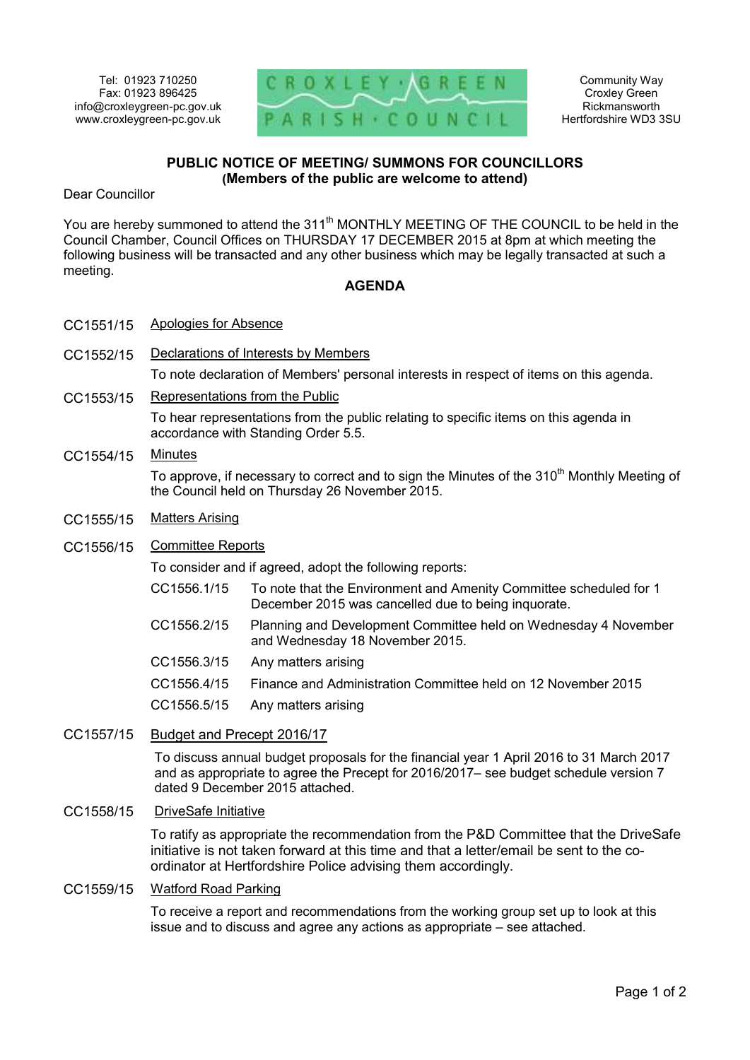Tel: 01923 710250
Fax: 01923 896425
info@croxleygreen-pc.gov.uk
www.croxleygreen-pc.gov.uk

CROXLEY · GREEN PARISH · COUNCIL

Community Way
Croxley Green
Rickmansworth
Hertfordshire WD3 3SU

## PUBLIC NOTICE OF MEETING/ SUMMONS FOR COUNCILLORS
**(Members of the public are welcome to attend)**

Dear Councillor

You are hereby summoned to attend the 311th MONTHLY MEETING OF THE COUNCIL to be held in the Council Chamber, Council Offices on THURSDAY 17 DECEMBER 2015 at 8pm at which meeting the following business will be transacted and any other business which may be legally transacted at such a meeting.

## AGENDA

**CC1551/15** Apologies for Absence

**CC1552/15** Declarations of Interests by Members

To note declaration of Members' personal interests in respect of items on this agenda.

**CC1553/15** Representations from the Public

To hear representations from the public relating to specific items on this agenda in accordance with Standing Order 5.5.

**CC1554/15** Minutes

To approve, if necessary to correct and to sign the Minutes of the 310th Monthly Meeting of the Council held on Thursday 26 November 2015.

**CC1555/15** Matters Arising

**CC1556/15** Committee Reports

To consider and if agreed, adopt the following reports:

- CC1556.1/15 To note that the Environment and Amenity Committee scheduled for 1 December 2015 was cancelled due to being inquorate.
- CC1556.2/15 Planning and Development Committee held on Wednesday 4 November and Wednesday 18 November 2015.
- CC1556.3/15 Any matters arising
- CC1556.4/15 Finance and Administration Committee held on 12 November 2015
- CC1556.5/15 Any matters arising

**CC1557/15** Budget and Precept 2016/17

To discuss annual budget proposals for the financial year 1 April 2016 to 31 March 2017 and as appropriate to agree the Precept for 2016/2017– see budget schedule version 7 dated 9 December 2015 attached.

**CC1558/15** DriveSafe Initiative

To ratify as appropriate the recommendation from the P&D Committee that the DriveSafe initiative is not taken forward at this time and that a letter/email be sent to the co-ordinator at Hertfordshire Police advising them accordingly.

**CC1559/15** Watford Road Parking

To receive a report and recommendations from the working group set up to look at this issue and to discuss and agree any actions as appropriate – see attached.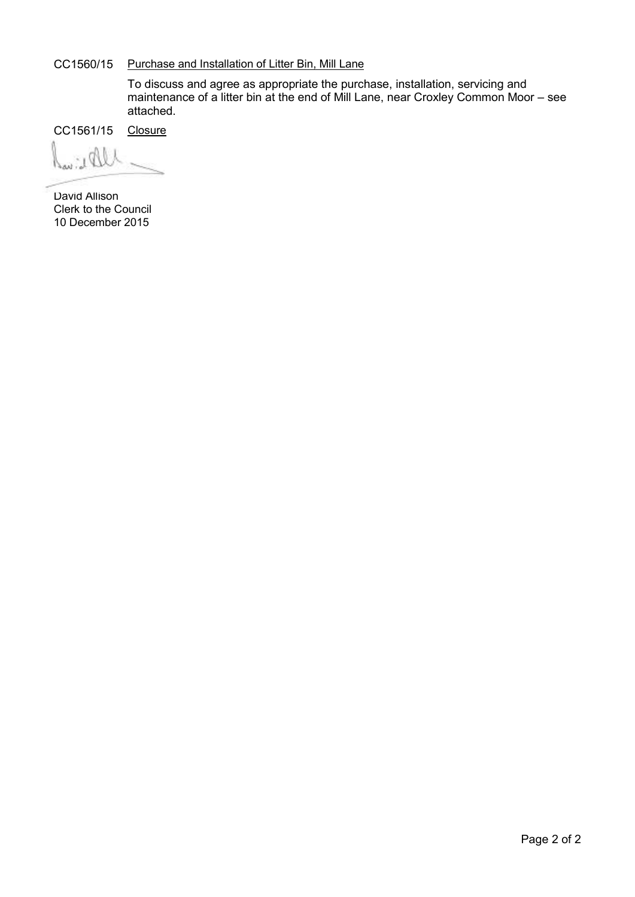CC1560/15 Purchase and Installation of Litter Bin, Mill Lane

To discuss and agree as appropriate the purchase, installation, servicing and maintenance of a litter bin at the end of Mill Lane, near Croxley Common Moor – see attached.

CC1561/15 Closure

David Allison
Clerk to the Council
10 December 2015